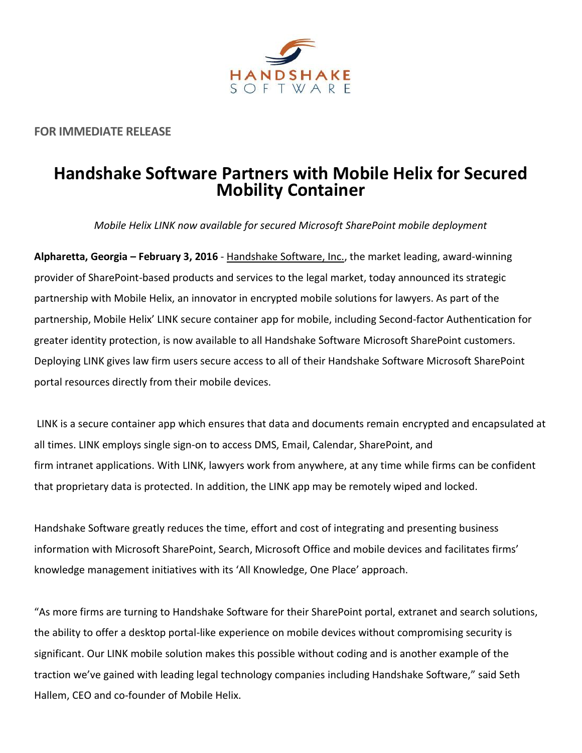HANDSHAKE SOFTWARE

**FOR IMMEDIATE RELEASE**

# Handshake Software Partners with Mobile Helix for Secured Mobility Container

*Mobile Helix LINK now available for secured Microsoft SharePoint mobile deployment*

**Alpharetta, Georgia – February 3, 2016** - Handshake Software, Inc., the market leading, award-winning provider of SharePoint-based products and services to the legal market, today announced its strategic partnership with Mobile Helix, an innovator in encrypted mobile solutions for lawyers. As part of the partnership, Mobile Helix' LINK secure container app for mobile, including Second-factor Authentication for greater identity protection, is now available to all Handshake Software Microsoft SharePoint customers. Deploying LINK gives law firm users secure access to all of their Handshake Software Microsoft SharePoint portal resources directly from their mobile devices.

LINK is a secure container app which ensures that data and documents remain encrypted and encapsulated at all times. LINK employs single sign-on to access DMS, Email, Calendar, SharePoint, and firm intranet applications. With LINK, lawyers work from anywhere, at any time while firms can be confident that proprietary data is protected. In addition, the LINK app may be remotely wiped and locked.

Handshake Software greatly reduces the time, effort and cost of integrating and presenting business information with Microsoft SharePoint, Search, Microsoft Office and mobile devices and facilitates firms' knowledge management initiatives with its 'All Knowledge, One Place' approach.

"As more firms are turning to Handshake Software for their SharePoint portal, extranet and search solutions, the ability to offer a desktop portal-like experience on mobile devices without compromising security is significant. Our LINK mobile solution makes this possible without coding and is another example of the traction we've gained with leading legal technology companies including Handshake Software," said Seth Hallem, CEO and co-founder of Mobile Helix.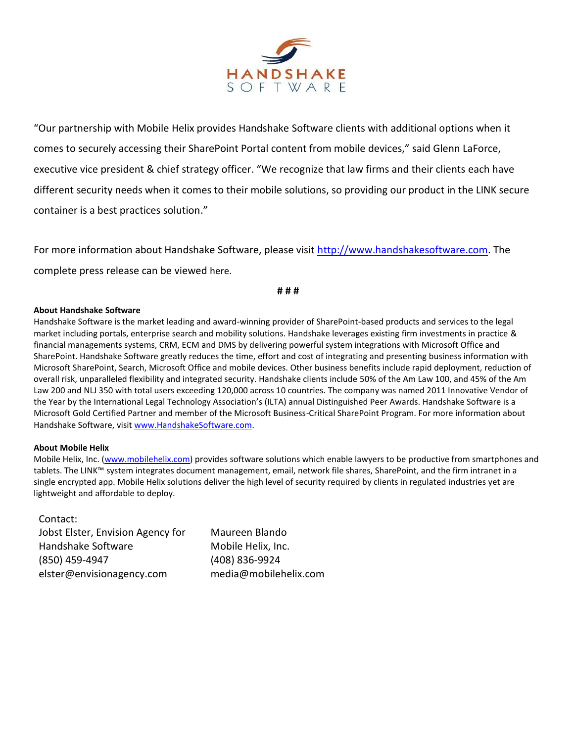HANDSHAKE SOFTWARE

"Our partnership with Mobile Helix provides Handshake Software clients with additional options when it comes to securely accessing their SharePoint Portal content from mobile devices," said Glenn LaForce, executive vice president & chief strategy officer. "We recognize that law firms and their clients each have different security needs when it comes to their mobile solutions, so providing our product in the LINK secure container is a best practices solution."

For more information about Handshake Software, please visit [http://www.handshakesoftware.com](http://www.handshakesoftware.com). The complete press release can be viewed here.

# # #

**About Handshake Software**

Handshake Software is the market leading and award-winning provider of SharePoint-based products and services to the legal market including portals, enterprise search and mobility solutions. Handshake leverages existing firm investments in practice & financial managements systems, CRM, ECM and DMS by delivering powerful system integrations with Microsoft Office and SharePoint. Handshake Software greatly reduces the time, effort and cost of integrating and presenting business information with Microsoft SharePoint, Search, Microsoft Office and mobile devices. Other business benefits include rapid deployment, reduction of overall risk, unparalleled flexibility and integrated security. Handshake clients include 50% of the Am Law 100, and 45% of the Am Law 200 and NLJ 350 with total users exceeding 120,000 across 10 countries. The company was named 2011 Innovative Vendor of the Year by the International Legal Technology Association's (ILTA) annual Distinguished Peer Awards. Handshake Software is a Microsoft Gold Certified Partner and member of the Microsoft Business-Critical SharePoint Program. For more information about Handshake Software, visit [www.HandshakeSoftware.com](http://www.HandshakeSoftware.com).

**About Mobile Helix**

Mobile Helix, Inc. ([www.mobilehelix.com](http://www.mobilehelix.com)) provides software solutions which enable lawyers to be productive from smartphones and tablets. The LINK™ system integrates document management, email, network file shares, SharePoint, and the firm intranet in a single encrypted app. Mobile Helix solutions deliver the high level of security required by clients in regulated industries yet are lightweight and affordable to deploy.

Contact:

Jobst Elster, Envision Agency for Handshake Software
(850) 459-4947
elster@envisionagency.com

Maureen Blando
Mobile Helix, Inc.
(408) 836-9924
media@mobilehelix.com